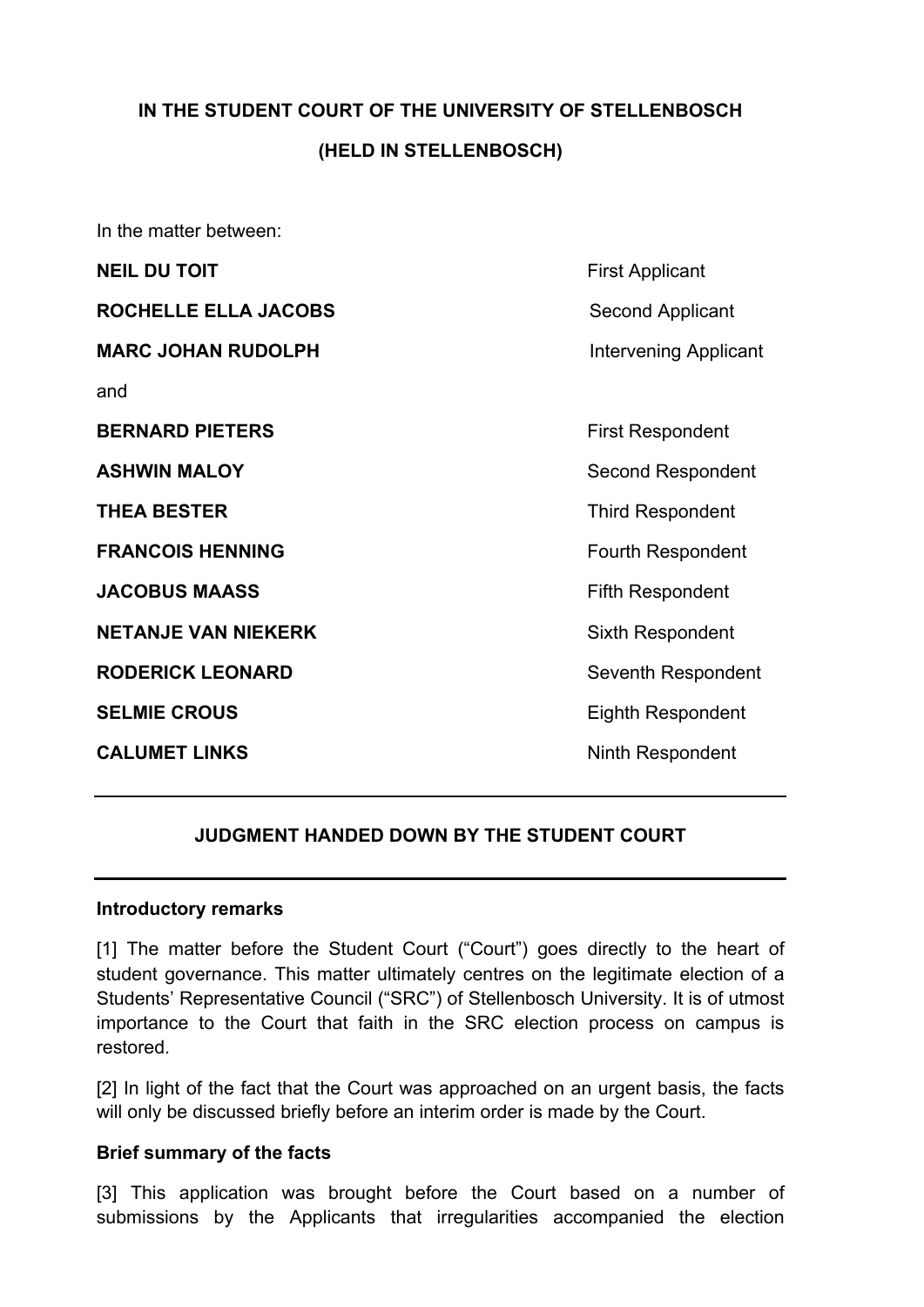**IN THE STUDENT COURT OF THE UNIVERSITY OF STELLENBOSCH**

**(HELD IN STELLENBOSCH)**

In the matter between:

| | |
|---|---|
| **NEIL DU TOIT** | First Applicant |
| **ROCHELLE ELLA JACOBS** | Second Applicant |
| **MARC JOHAN RUDOLPH** | Intervening Applicant |

and

| | |
|---|---|
| **BERNARD PIETERS** | First Respondent |
| **ASHWIN MALOY** | Second Respondent |
| **THEA BESTER** | Third Respondent |
| **FRANCOIS HENNING** | Fourth Respondent |
| **JACOBUS MAASS** | Fifth Respondent |
| **NETANJE VAN NIEKERK** | Sixth Respondent |
| **RODERICK LEONARD** | Seventh Respondent |
| **SELMIE CROUS** | Eighth Respondent |
| **CALUMET LINKS** | Ninth Respondent |

---

**JUDGMENT HANDED DOWN BY THE STUDENT COURT**

---

**Introductory remarks**

[1] The matter before the Student Court ("Court") goes directly to the heart of student governance. This matter ultimately centres on the legitimate election of a Students' Representative Council ("SRC") of Stellenbosch University. It is of utmost importance to the Court that faith in the SRC election process on campus is restored.

[2] In light of the fact that the Court was approached on an urgent basis, the facts will only be discussed briefly before an interim order is made by the Court.

**Brief summary of the facts**

[3] This application was brought before the Court based on a number of submissions by the Applicants that irregularities accompanied the election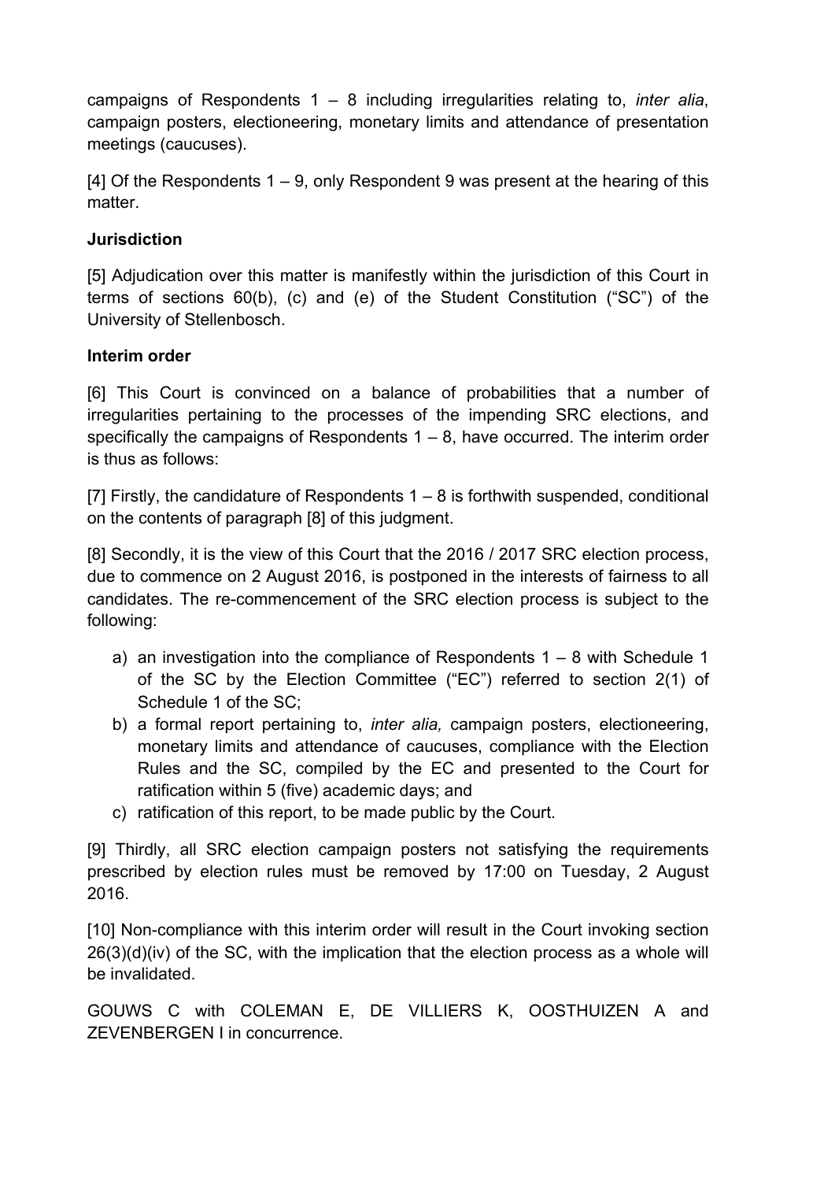campaigns of Respondents 1 – 8 including irregularities relating to, *inter alia*, campaign posters, electioneering, monetary limits and attendance of presentation meetings (caucuses).

[4] Of the Respondents 1 – 9, only Respondent 9 was present at the hearing of this matter.

**Jurisdiction**

[5] Adjudication over this matter is manifestly within the jurisdiction of this Court in terms of sections 60(b), (c) and (e) of the Student Constitution ("SC") of the University of Stellenbosch.

**Interim order**

[6] This Court is convinced on a balance of probabilities that a number of irregularities pertaining to the processes of the impending SRC elections, and specifically the campaigns of Respondents 1 – 8, have occurred. The interim order is thus as follows:

[7] Firstly, the candidature of Respondents 1 – 8 is forthwith suspended, conditional on the contents of paragraph [8] of this judgment.

[8] Secondly, it is the view of this Court that the 2016 / 2017 SRC election process, due to commence on 2 August 2016, is postponed in the interests of fairness to all candidates. The re-commencement of the SRC election process is subject to the following:

a) an investigation into the compliance of Respondents 1 – 8 with Schedule 1 of the SC by the Election Committee ("EC") referred to section 2(1) of Schedule 1 of the SC;
b) a formal report pertaining to, *inter alia,* campaign posters, electioneering, monetary limits and attendance of caucuses, compliance with the Election Rules and the SC, compiled by the EC and presented to the Court for ratification within 5 (five) academic days; and
c) ratification of this report, to be made public by the Court.

[9] Thirdly, all SRC election campaign posters not satisfying the requirements prescribed by election rules must be removed by 17:00 on Tuesday, 2 August 2016.

[10] Non-compliance with this interim order will result in the Court invoking section 26(3)(d)(iv) of the SC, with the implication that the election process as a whole will be invalidated.

GOUWS C with COLEMAN E, DE VILLIERS K, OOSTHUIZEN A and ZEVENBERGEN I in concurrence.